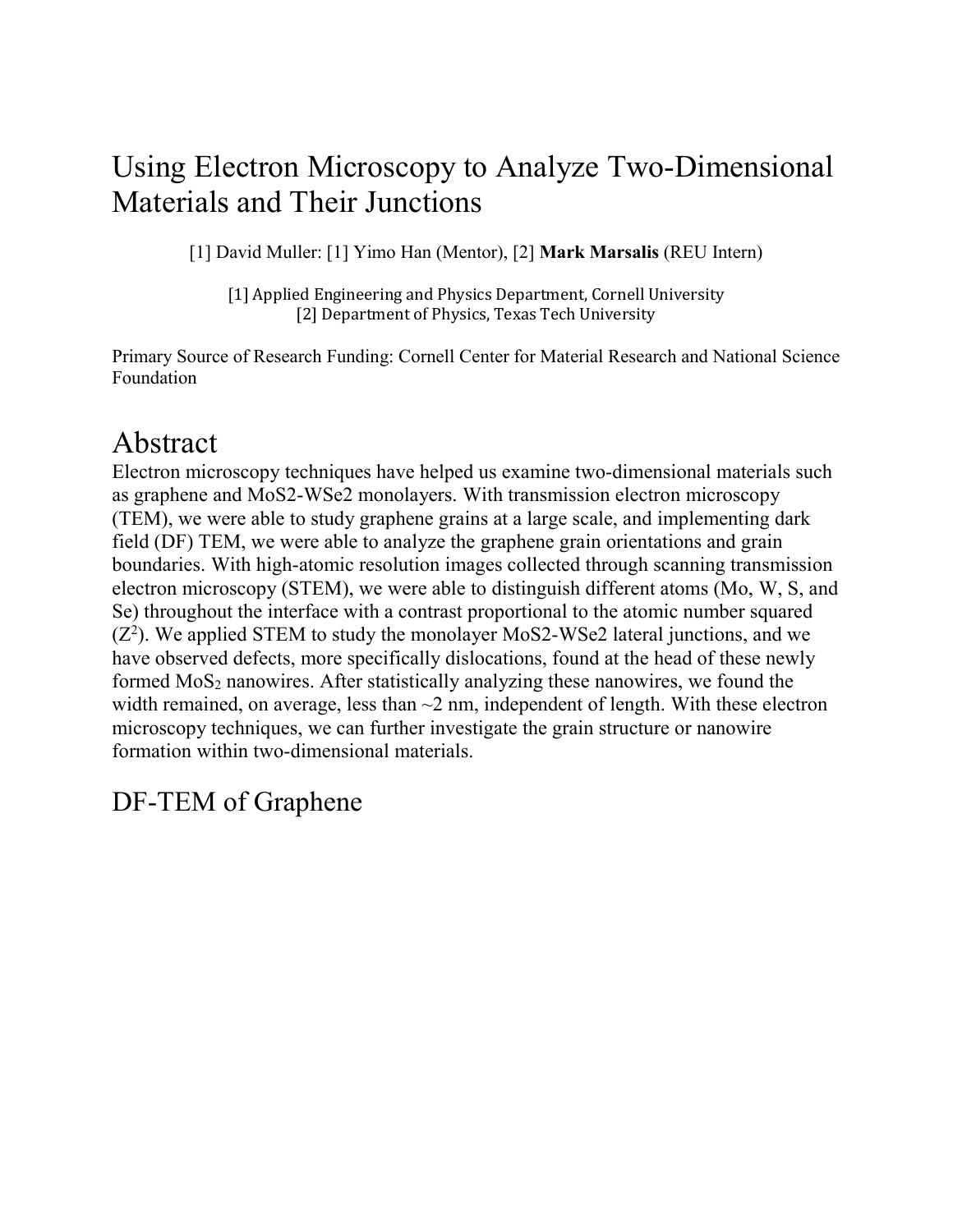# Using Electron Microscopy to Analyze Two-Dimensional Materials and Their Junctions

[1] David Muller: [1] Yimo Han (Mentor), [2] **Mark Marsalis** (REU Intern)

[1] Applied Engineering and Physics Department, Cornell University
[2] Department of Physics, Texas Tech University

Primary Source of Research Funding: Cornell Center for Material Research and National Science Foundation

# Abstract

Electron microscopy techniques have helped us examine two-dimensional materials such as graphene and MoS2-WSe2 monolayers. With transmission electron microscopy (TEM), we were able to study graphene grains at a large scale, and implementing dark field (DF) TEM, we were able to analyze the graphene grain orientations and grain boundaries. With high-atomic resolution images collected through scanning transmission electron microscopy (STEM), we were able to distinguish different atoms (Mo, W, S, and Se) throughout the interface with a contrast proportional to the atomic number squared ($Z^2$). We applied STEM to study the monolayer MoS2-WSe2 lateral junctions, and we have observed defects, more specifically dislocations, found at the head of these newly formed $MoS_2$ nanowires. After statistically analyzing these nanowires, we found the width remained, on average, less than ~2 nm, independent of length. With these electron microscopy techniques, we can further investigate the grain structure or nanowire formation within two-dimensional materials.

# DF-TEM of Graphene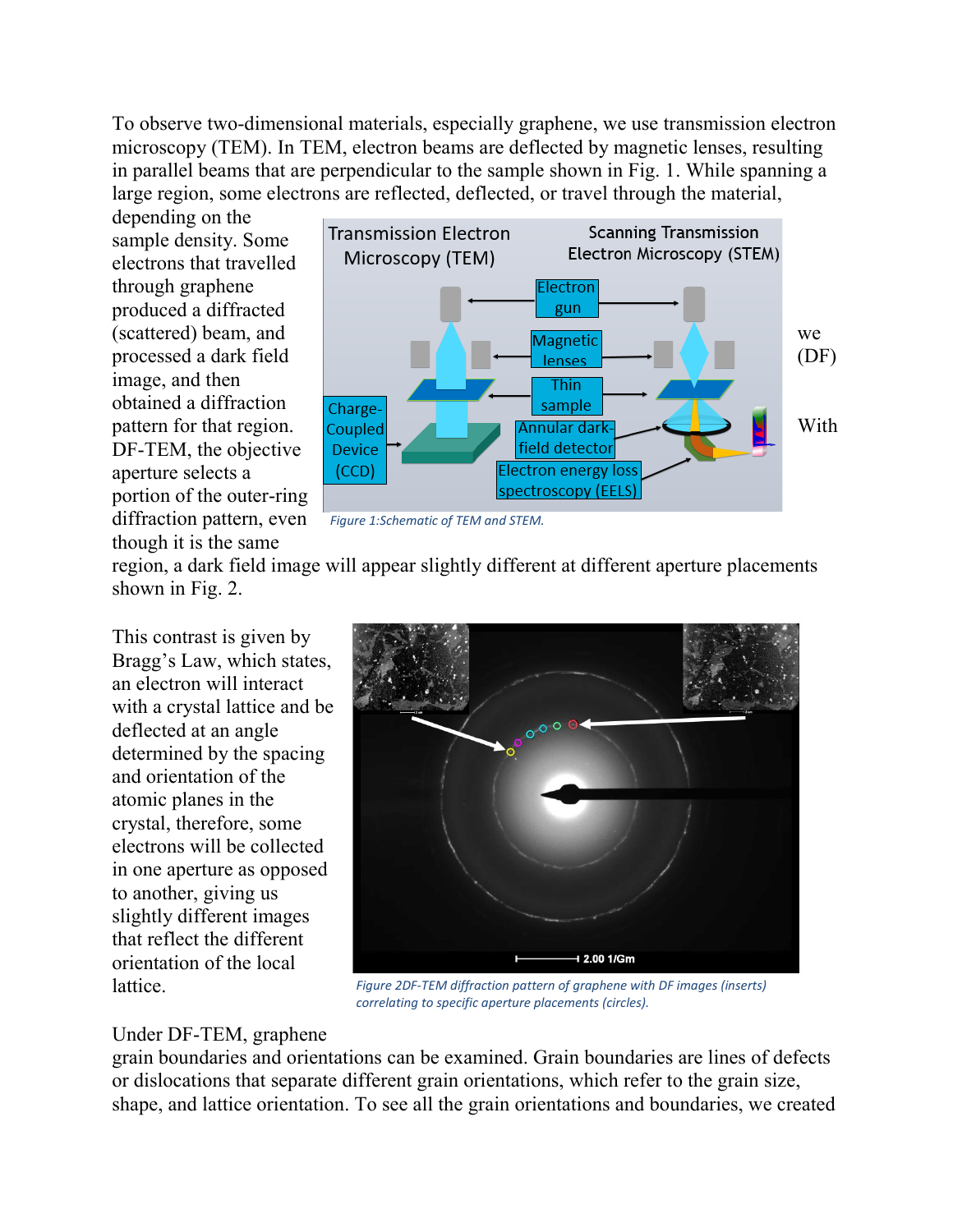To observe two-dimensional materials, especially graphene, we use transmission electron microscopy (TEM). In TEM, electron beams are deflected by magnetic lenses, resulting in parallel beams that are perpendicular to the sample shown in Fig. 1. While spanning a large region, some electrons are reflected, deflected, or travel through the material, depending on the sample density. Some electrons that travelled through graphene produced a diffracted (scattered) beam, and we processed a dark field (DF) image, and then obtained a diffraction pattern for that region. With DF-TEM, the objective aperture selects a portion of the outer-ring diffraction pattern, even though it is the same region, a dark field image will appear slightly different at different aperture placements shown in Fig. 2.

*Figure 1: Schematic of TEM and STEM.*

This contrast is given by Bragg's Law, which states, an electron will interact with a crystal lattice and be deflected at an angle determined by the spacing and orientation of the atomic planes in the crystal, therefore, some electrons will be collected in one aperture as opposed to another, giving us slightly different images that reflect the different orientation of the local lattice.

*Figure 2 DF-TEM diffraction pattern of graphene with DF images (inserts) correlating to specific aperture placements (circles).*

Under DF-TEM, graphene grain boundaries and orientations can be examined. Grain boundaries are lines of defects or dislocations that separate different grain orientations, which refer to the grain size, shape, and lattice orientation. To see all the grain orientations and boundaries, we created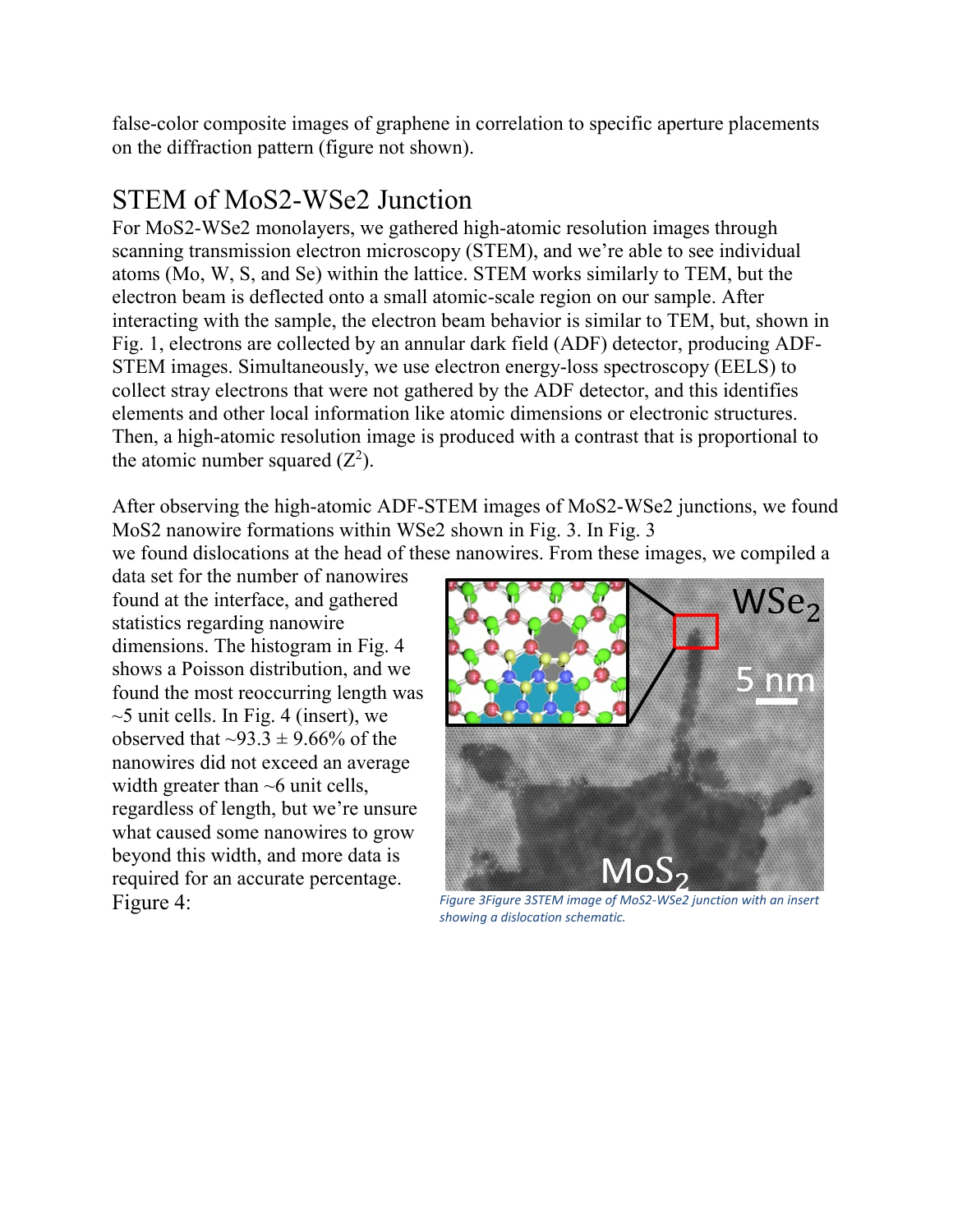false-color composite images of graphene in correlation to specific aperture placements on the diffraction pattern (figure not shown).

## STEM of MoS2-WSe2 Junction

For MoS2-WSe2 monolayers, we gathered high-atomic resolution images through scanning transmission electron microscopy (STEM), and we're able to see individual atoms (Mo, W, S, and Se) within the lattice. STEM works similarly to TEM, but the electron beam is deflected onto a small atomic-scale region on our sample. After interacting with the sample, the electron beam behavior is similar to TEM, but, shown in Fig. 1, electrons are collected by an annular dark field (ADF) detector, producing ADF-STEM images. Simultaneously, we use electron energy-loss spectroscopy (EELS) to collect stray electrons that were not gathered by the ADF detector, and this identifies elements and other local information like atomic dimensions or electronic structures. Then, a high-atomic resolution image is produced with a contrast that is proportional to the atomic number squared ($Z^2$).

After observing the high-atomic ADF-STEM images of MoS2-WSe2 junctions, we found MoS2 nanowire formations within WSe2 shown in Fig. 3. In Fig. 3 we found dislocations at the head of these nanowires. From these images, we compiled a data set for the number of nanowires found at the interface, and gathered statistics regarding nanowire dimensions. The histogram in Fig. 4 shows a Poisson distribution, and we found the most reoccurring length was ~5 unit cells. In Fig. 4 (insert), we observed that ~93.3 ± 9.66% of the nanowires did not exceed an average width greater than ~6 unit cells, regardless of length, but we're unsure what caused some nanowires to grow beyond this width, and more data is required for an accurate percentage.

*Figure 3Figure 3STEM image of MoS2-WSe2 junction with an insert showing a dislocation schematic.*

Figure 4: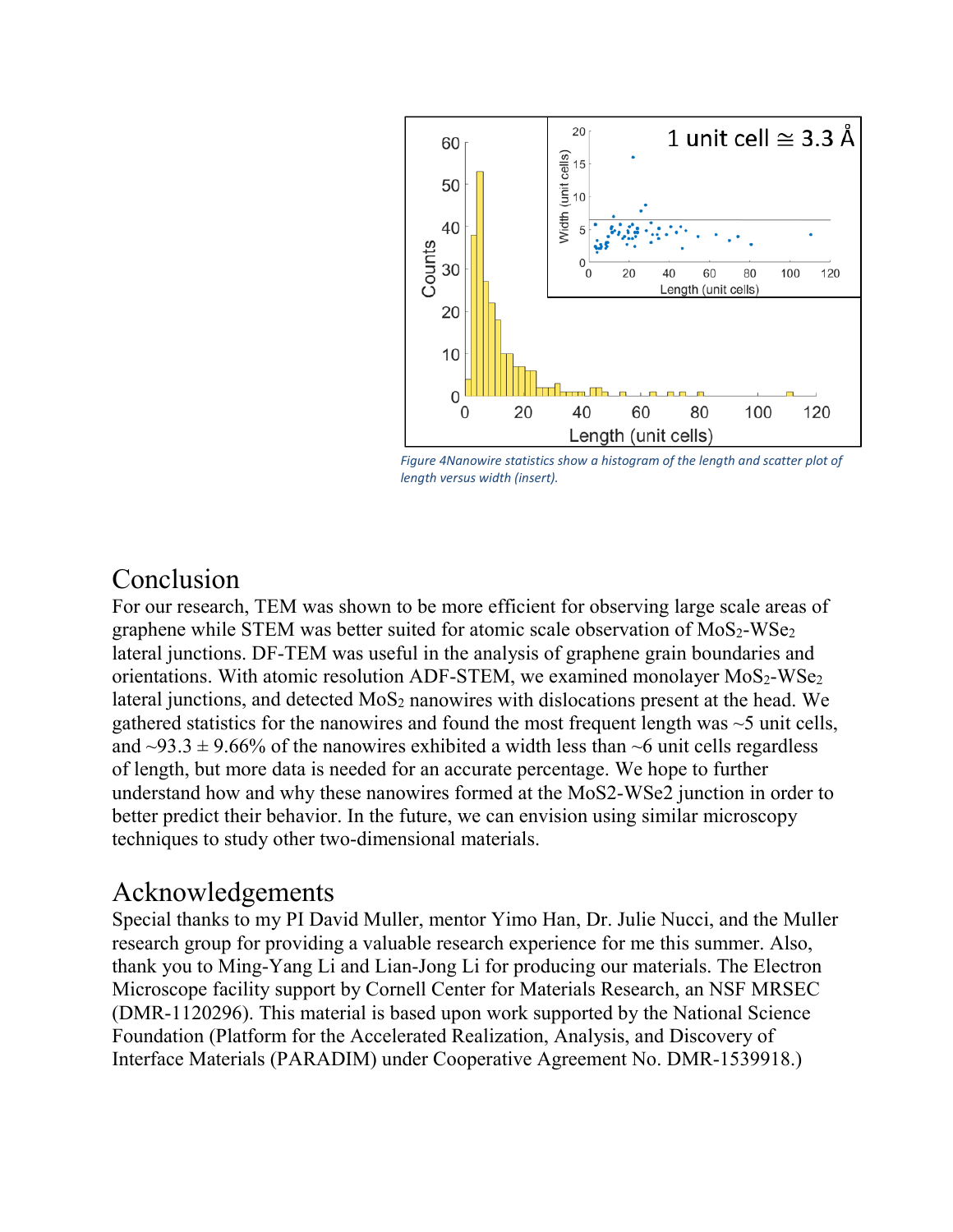*Figure 4Nanowire statistics show a histogram of the length and scatter plot of length versus width (insert).*

## Conclusion

For our research, TEM was shown to be more efficient for observing large scale areas of graphene while STEM was better suited for atomic scale observation of $MoS_2$-$WSe_2$ lateral junctions. DF-TEM was useful in the analysis of graphene grain boundaries and orientations. With atomic resolution ADF-STEM, we examined monolayer $MoS_2$-$WSe_2$ lateral junctions, and detected $MoS_2$ nanowires with dislocations present at the head. We gathered statistics for the nanowires and found the most frequent length was ~5 unit cells, and ~93.3 ± 9.66% of the nanowires exhibited a width less than ~6 unit cells regardless of length, but more data is needed for an accurate percentage. We hope to further understand how and why these nanowires formed at the MoS2-WSe2 junction in order to better predict their behavior. In the future, we can envision using similar microscopy techniques to study other two-dimensional materials.

## Acknowledgements

Special thanks to my PI David Muller, mentor Yimo Han, Dr. Julie Nucci, and the Muller research group for providing a valuable research experience for me this summer. Also, thank you to Ming-Yang Li and Lian-Jong Li for producing our materials. The Electron Microscope facility support by Cornell Center for Materials Research, an NSF MRSEC (DMR-1120296). This material is based upon work supported by the National Science Foundation (Platform for the Accelerated Realization, Analysis, and Discovery of Interface Materials (PARADIM) under Cooperative Agreement No. DMR-1539918.)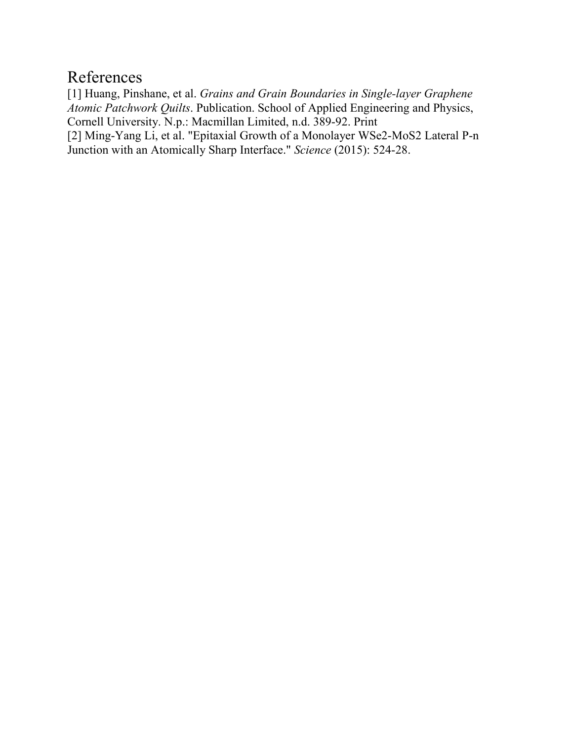# References

[1] Huang, Pinshane, et al. *Grains and Grain Boundaries in Single-layer Graphene Atomic Patchwork Quilts*. Publication. School of Applied Engineering and Physics, Cornell University. N.p.: Macmillan Limited, n.d. 389-92. Print

[2] Ming-Yang Li, et al. "Epitaxial Growth of a Monolayer $WSe_2$-$MoS_2$ Lateral P-n Junction with an Atomically Sharp Interface." *Science* (2015): 524-28.